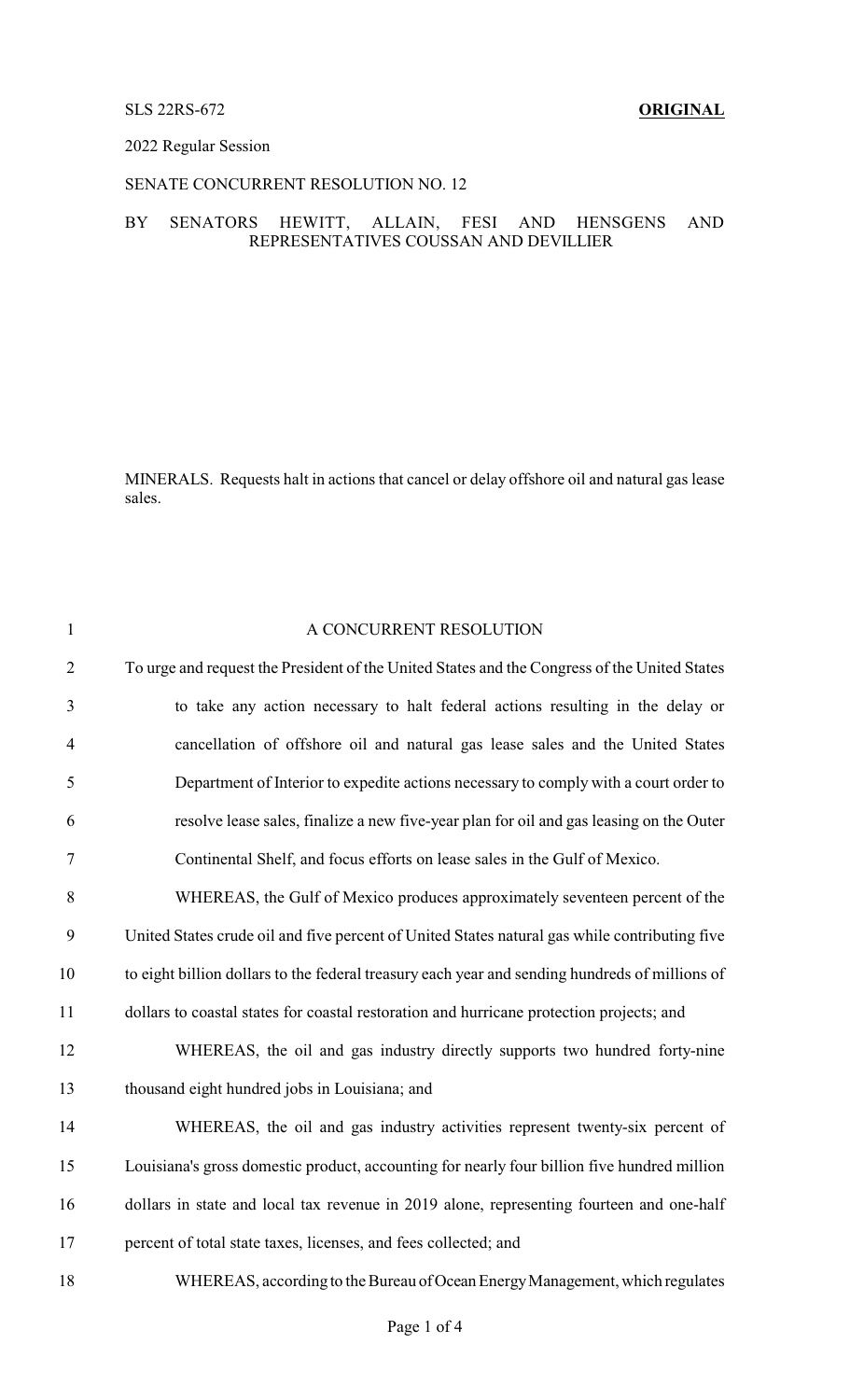SLS 22RS-672 **ORIGINAL**

2022 Regular Session

SENATE CONCURRENT RESOLUTION NO. 12

BY SENATORS HEWITT, ALLAIN, FESI AND HENSGENS AND REPRESENTATIVES COUSSAN AND DEVILLIER

MINERALS. Requests halt in actions that cancel or delay offshore oil and natural gas lease sales.

A CONCURRENT RESOLUTION

To urge and request the President of the United States and the Congress of the United States to take any action necessary to halt federal actions resulting in the delay or cancellation of offshore oil and natural gas lease sales and the United States Department of Interior to expedite actions necessary to comply with a court order to resolve lease sales, finalize a new five-year plan for oil and gas leasing on the Outer Continental Shelf, and focus efforts on lease sales in the Gulf of Mexico.

WHEREAS, the Gulf of Mexico produces approximately seventeen percent of the United States crude oil and five percent of United States natural gas while contributing five to eight billion dollars to the federal treasury each year and sending hundreds of millions of dollars to coastal states for coastal restoration and hurricane protection projects; and

WHEREAS, the oil and gas industry directly supports two hundred forty-nine thousand eight hundred jobs in Louisiana; and

WHEREAS, the oil and gas industry activities represent twenty-six percent of Louisiana's gross domestic product, accounting for nearly four billion five hundred million dollars in state and local tax revenue in 2019 alone, representing fourteen and one-half percent of total state taxes, licenses, and fees collected; and

WHEREAS, according to the Bureau of Ocean Energy Management, which regulates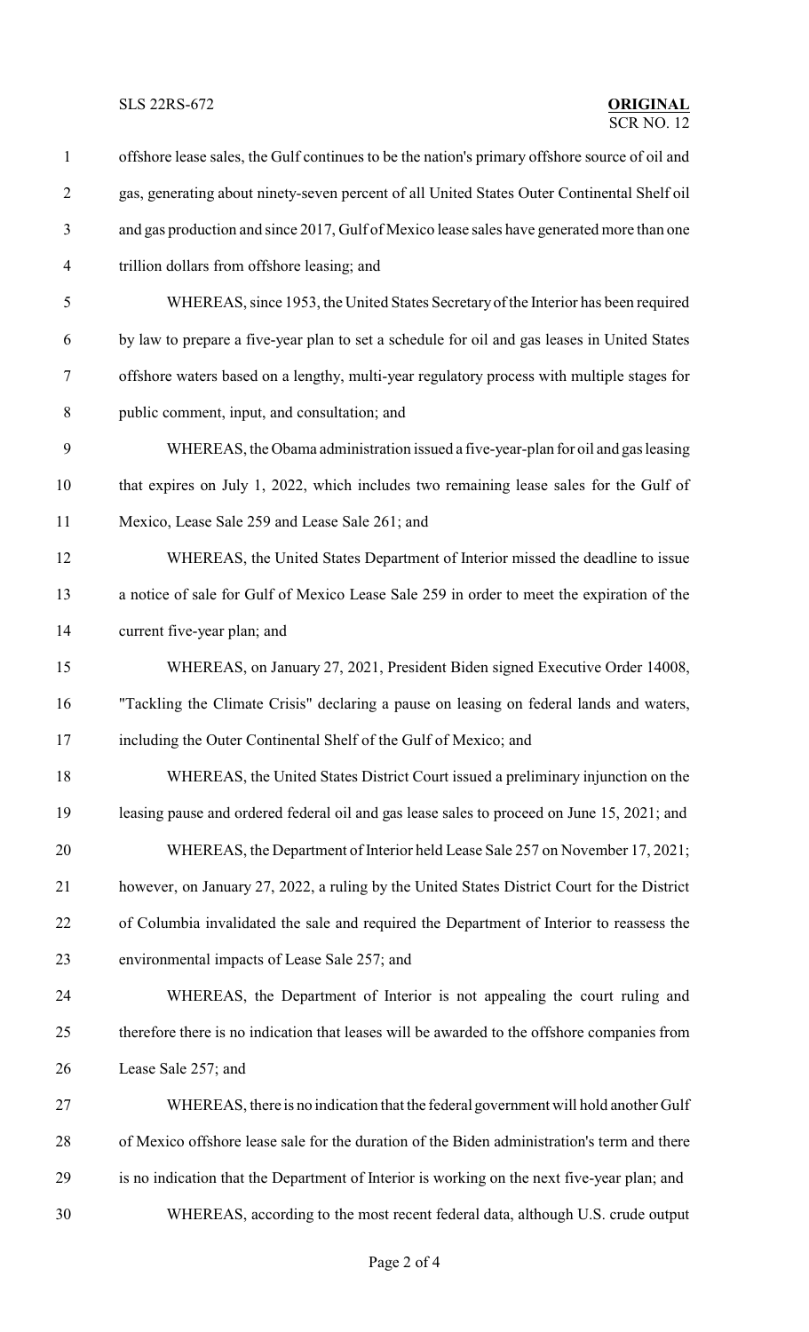offshore lease sales, the Gulf continues to be the nation's primary offshore source of oil and gas, generating about ninety-seven percent of all United States Outer Continental Shelf oil and gas production and since 2017, Gulf of Mexico lease sales have generated more than one trillion dollars from offshore leasing; and

WHEREAS, since 1953, the United States Secretary of the Interior has been required by law to prepare a five-year plan to set a schedule for oil and gas leases in United States offshore waters based on a lengthy, multi-year regulatory process with multiple stages for public comment, input, and consultation; and

WHEREAS, the Obama administration issued a five-year-plan for oil and gas leasing that expires on July 1, 2022, which includes two remaining lease sales for the Gulf of Mexico, Lease Sale 259 and Lease Sale 261; and

WHEREAS, the United States Department of Interior missed the deadline to issue a notice of sale for Gulf of Mexico Lease Sale 259 in order to meet the expiration of the current five-year plan; and

WHEREAS, on January 27, 2021, President Biden signed Executive Order 14008, "Tackling the Climate Crisis" declaring a pause on leasing on federal lands and waters, including the Outer Continental Shelf of the Gulf of Mexico; and

WHEREAS, the United States District Court issued a preliminary injunction on the leasing pause and ordered federal oil and gas lease sales to proceed on June 15, 2021; and

WHEREAS, the Department of Interior held Lease Sale 257 on November 17, 2021; however, on January 27, 2022, a ruling by the United States District Court for the District of Columbia invalidated the sale and required the Department of Interior to reassess the environmental impacts of Lease Sale 257; and

WHEREAS, the Department of Interior is not appealing the court ruling and therefore there is no indication that leases will be awarded to the offshore companies from Lease Sale 257; and

WHEREAS, there is no indication that the federal government will hold another Gulf of Mexico offshore lease sale for the duration of the Biden administration's term and there is no indication that the Department of Interior is working on the next five-year plan; and

WHEREAS, according to the most recent federal data, although U.S. crude output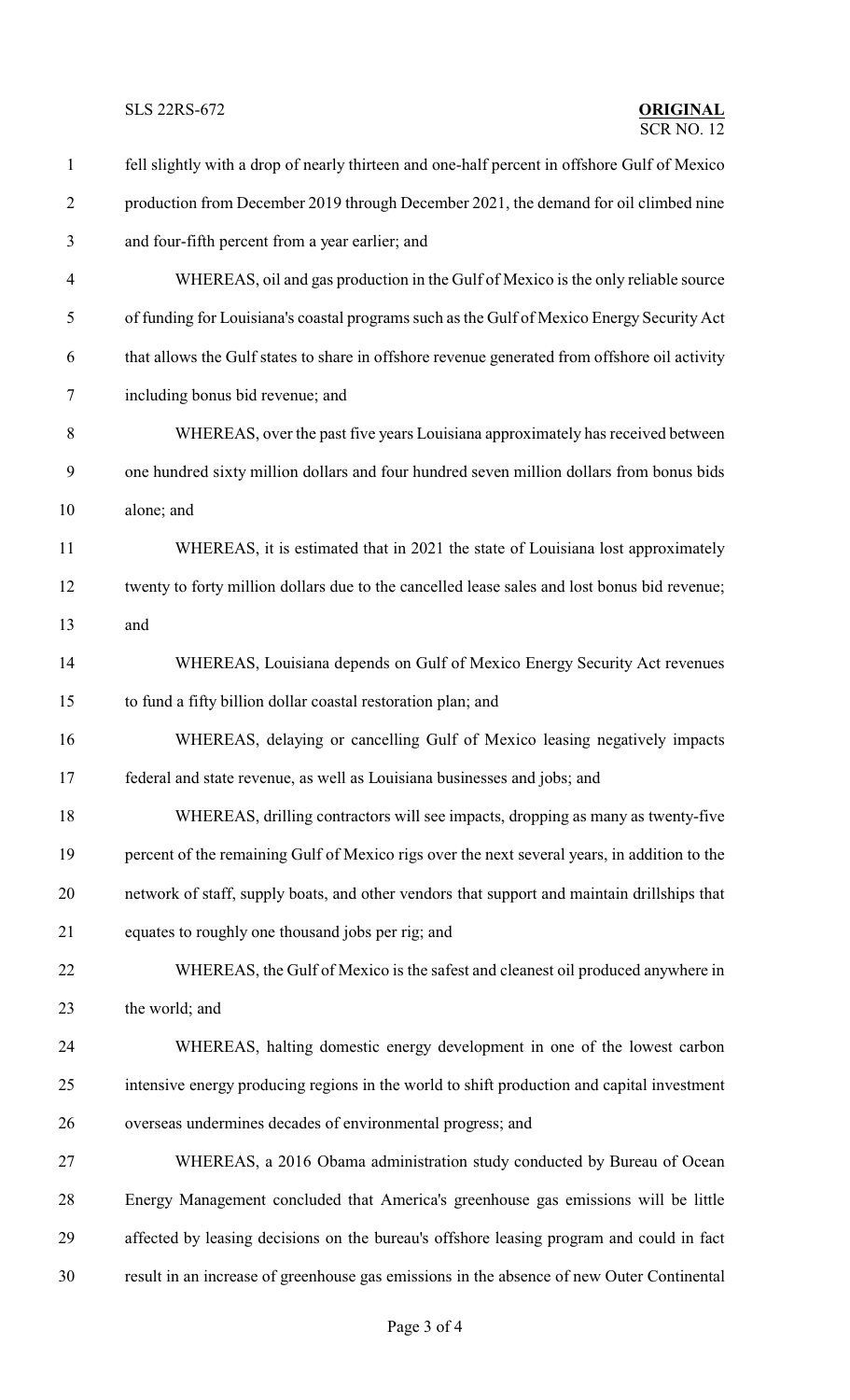fell slightly with a drop of nearly thirteen and one-half percent in offshore Gulf of Mexico production from December 2019 through December 2021, the demand for oil climbed nine and four-fifth percent from a year earlier; and

WHEREAS, oil and gas production in the Gulf of Mexico is the only reliable source of funding for Louisiana's coastal programs such as the Gulf of Mexico Energy Security Act that allows the Gulf states to share in offshore revenue generated from offshore oil activity including bonus bid revenue; and

WHEREAS, over the past five years Louisiana approximately has received between one hundred sixty million dollars and four hundred seven million dollars from bonus bids alone; and

WHEREAS, it is estimated that in 2021 the state of Louisiana lost approximately twenty to forty million dollars due to the cancelled lease sales and lost bonus bid revenue; and

WHEREAS, Louisiana depends on Gulf of Mexico Energy Security Act revenues to fund a fifty billion dollar coastal restoration plan; and

WHEREAS, delaying or cancelling Gulf of Mexico leasing negatively impacts federal and state revenue, as well as Louisiana businesses and jobs; and

WHEREAS, drilling contractors will see impacts, dropping as many as twenty-five percent of the remaining Gulf of Mexico rigs over the next several years, in addition to the network of staff, supply boats, and other vendors that support and maintain drillships that equates to roughly one thousand jobs per rig; and

WHEREAS, the Gulf of Mexico is the safest and cleanest oil produced anywhere in the world; and

WHEREAS, halting domestic energy development in one of the lowest carbon intensive energy producing regions in the world to shift production and capital investment overseas undermines decades of environmental progress; and

WHEREAS, a 2016 Obama administration study conducted by Bureau of Ocean Energy Management concluded that America's greenhouse gas emissions will be little affected by leasing decisions on the bureau's offshore leasing program and could in fact result in an increase of greenhouse gas emissions in the absence of new Outer Continental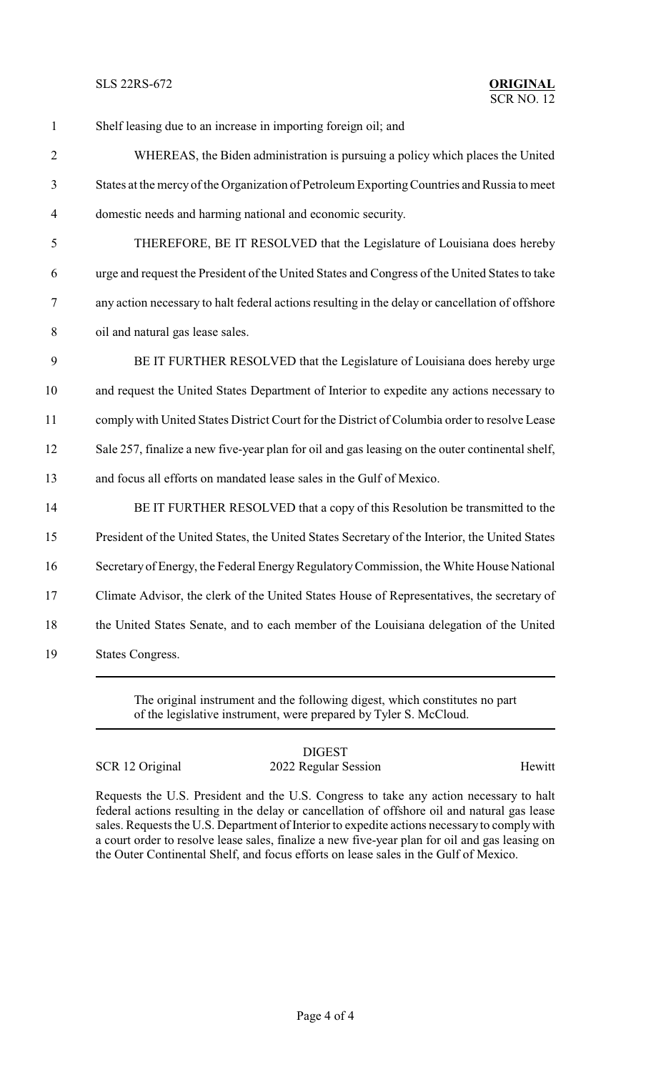Shelf leasing due to an increase in importing foreign oil; and

WHEREAS, the Biden administration is pursuing a policy which places the United States at the mercy of the Organization of Petroleum Exporting Countries and Russia to meet domestic needs and harming national and economic security.

THEREFORE, BE IT RESOLVED that the Legislature of Louisiana does hereby urge and request the President of the United States and Congress of the United States to take any action necessary to halt federal actions resulting in the delay or cancellation of offshore oil and natural gas lease sales.

BE IT FURTHER RESOLVED that the Legislature of Louisiana does hereby urge and request the United States Department of Interior to expedite any actions necessary to comply with United States District Court for the District of Columbia order to resolve Lease Sale 257, finalize a new five-year plan for oil and gas leasing on the outer continental shelf, and focus all efforts on mandated lease sales in the Gulf of Mexico.

BE IT FURTHER RESOLVED that a copy of this Resolution be transmitted to the President of the United States, the United States Secretary of the Interior, the United States Secretary of Energy, the Federal Energy Regulatory Commission, the White House National Climate Advisor, the clerk of the United States House of Representatives, the secretary of the United States Senate, and to each member of the Louisiana delegation of the United States Congress.

---

The original instrument and the following digest, which constitutes no part of the legislative instrument, were prepared by Tyler S. McCloud.

---

DIGEST

SCR 12 Original — 2022 Regular Session — Hewitt

Requests the U.S. President and the U.S. Congress to take any action necessary to halt federal actions resulting in the delay or cancellation of offshore oil and natural gas lease sales. Requests the U.S. Department of Interior to expedite actions necessary to comply with a court order to resolve lease sales, finalize a new five-year plan for oil and gas leasing on the Outer Continental Shelf, and focus efforts on lease sales in the Gulf of Mexico.